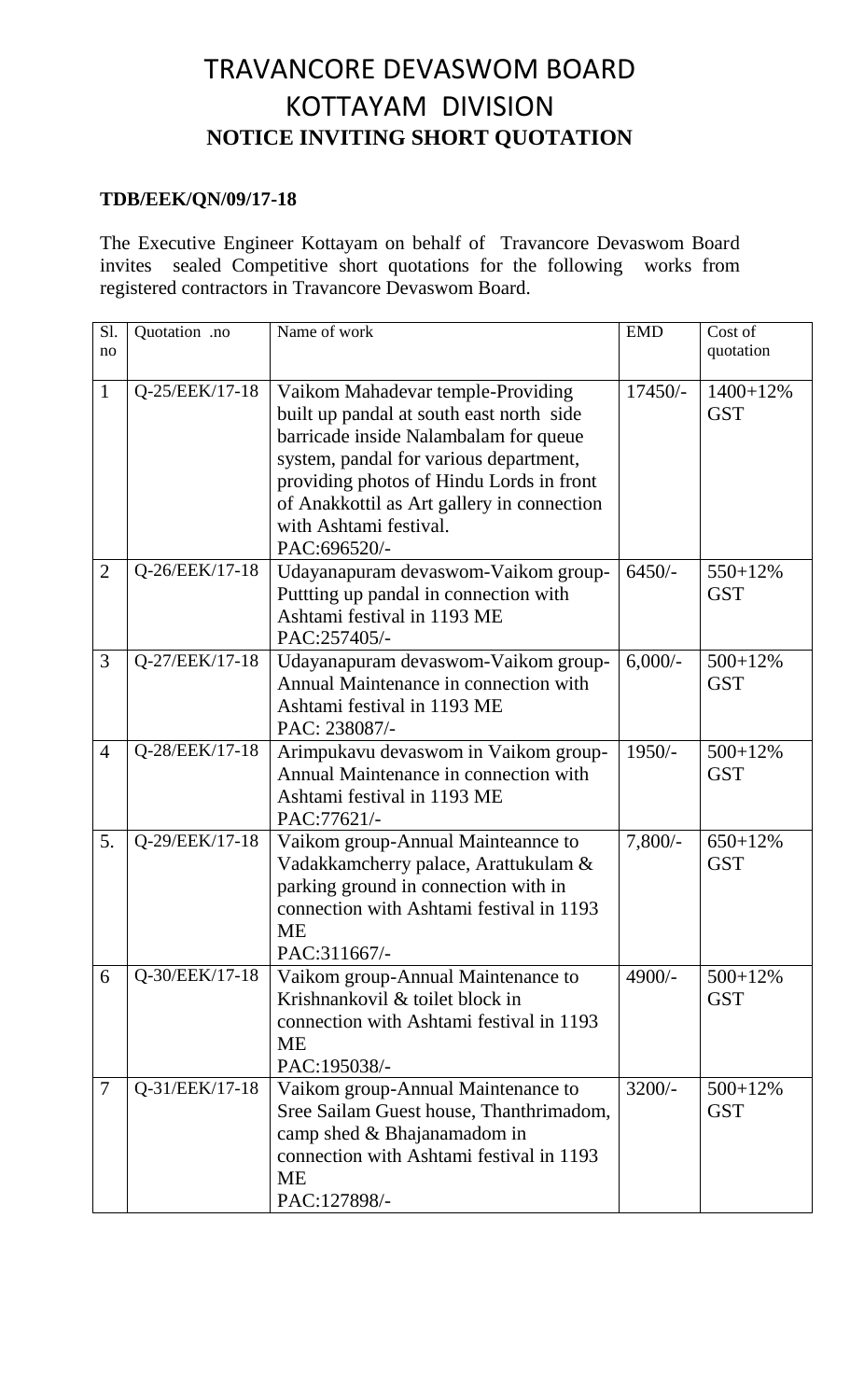# TRAVANCORE DEVASWOM BOARD
# KOTTAYAM DIVISION
## NOTICE INVITING SHORT QUOTATION

**TDB/EEK/QN/09/17-18**

The Executive Engineer Kottayam on behalf of Travancore Devaswom Board invites sealed Competitive short quotations for the following works from registered contractors in Travancore Devaswom Board.

| Sl. no | Quotation .no | Name of work | EMD | Cost of quotation |
|---|---|---|---|---|
| 1 | Q-25/EEK/17-18 | Vaikom Mahadevar temple-Providing built up pandal at south east north side barricade inside Nalambalam for queue system, pandal for various department, providing photos of Hindu Lords in front of Anakkottil as Art gallery in connection with Ashtami festival.<br>PAC:696520/- | 17450/- | 1400+12% GST |
| 2 | Q-26/EEK/17-18 | Udayanapuram devaswom-Vaikom group-Puttting up pandal in connection with Ashtami festival in 1193 ME<br>PAC:257405/- | 6450/- | 550+12% GST |
| 3 | Q-27/EEK/17-18 | Udayanapuram devaswom-Vaikom group-Annual Maintenance in connection with Ashtami festival in 1193 ME<br>PAC: 238087/- | 6,000/- | 500+12% GST |
| 4 | Q-28/EEK/17-18 | Arimpukavu devaswom in Vaikom group-Annual Maintenance in connection with Ashtami festival in 1193 ME<br>PAC:77621/- | 1950/- | 500+12% GST |
| 5. | Q-29/EEK/17-18 | Vaikom group-Annual Mainteannce to Vadakkamcherry palace, Arattukulam & parking ground in connection with in connection with Ashtami festival in 1193 ME<br>PAC:311667/- | 7,800/- | 650+12% GST |
| 6 | Q-30/EEK/17-18 | Vaikom group-Annual Maintenance to Krishnankovil & toilet block in connection with Ashtami festival in 1193 ME<br>PAC:195038/- | 4900/- | 500+12% GST |
| 7 | Q-31/EEK/17-18 | Vaikom group-Annual Maintenance to Sree Sailam Guest house, Thanthrimadom, camp shed & Bhajanamadom in connection with Ashtami festival in 1193 ME<br>PAC:127898/- | 3200/- | 500+12% GST |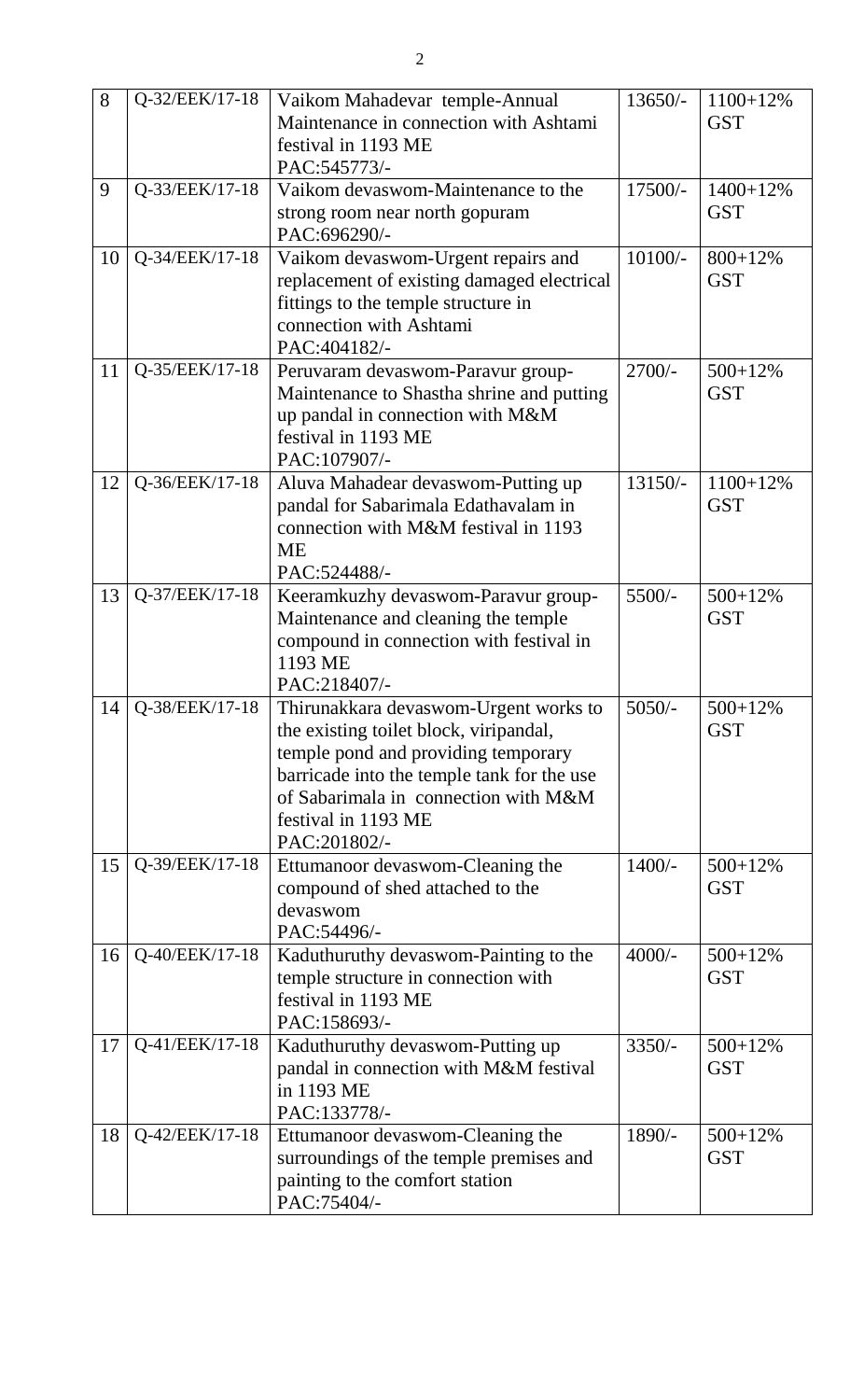| 8 | Q-32/EEK/17-18 | Vaikom Mahadevar temple-Annual Maintenance in connection with Ashtami festival in 1193 ME<br>PAC:545773/- | 13650/- | 1100+12% GST |
|---|---|---|---|---|
| 9 | Q-33/EEK/17-18 | Vaikom devaswom-Maintenance to the strong room near north gopuram<br>PAC:696290/- | 17500/- | 1400+12% GST |
| 10 | Q-34/EEK/17-18 | Vaikom devaswom-Urgent repairs and replacement of existing damaged electrical fittings to the temple structure in connection with Ashtami<br>PAC:404182/- | 10100/- | 800+12% GST |
| 11 | Q-35/EEK/17-18 | Peruvaram devaswom-Paravur group-Maintenance to Shastha shrine and putting up pandal in connection with M&M festival in 1193 ME<br>PAC:107907/- | 2700/- | 500+12% GST |
| 12 | Q-36/EEK/17-18 | Aluva Mahadear devaswom-Putting up pandal for Sabarimala Edathavalam in connection with M&M festival in 1193 ME<br>PAC:524488/- | 13150/- | 1100+12% GST |
| 13 | Q-37/EEK/17-18 | Keeramkuzhy devaswom-Paravur group-Maintenance and cleaning the temple compound in connection with festival in 1193 ME<br>PAC:218407/- | 5500/- | 500+12% GST |
| 14 | Q-38/EEK/17-18 | Thirunakkara devaswom-Urgent works to the existing toilet block, viripandal, temple pond and providing temporary barricade into the temple tank for the use of Sabarimala in connection with M&M festival in 1193 ME<br>PAC:201802/- | 5050/- | 500+12% GST |
| 15 | Q-39/EEK/17-18 | Ettumanoor devaswom-Cleaning the compound of shed attached to the devaswom<br>PAC:54496/- | 1400/- | 500+12% GST |
| 16 | Q-40/EEK/17-18 | Kaduthuruthy devaswom-Painting to the temple structure in connection with festival in 1193 ME<br>PAC:158693/- | 4000/- | 500+12% GST |
| 17 | Q-41/EEK/17-18 | Kaduthuruthy devaswom-Putting up pandal in connection with M&M festival in 1193 ME<br>PAC:133778/- | 3350/- | 500+12% GST |
| 18 | Q-42/EEK/17-18 | Ettumanoor devaswom-Cleaning the surroundings of the temple premises and painting to the comfort station<br>PAC:75404/- | 1890/- | 500+12% GST |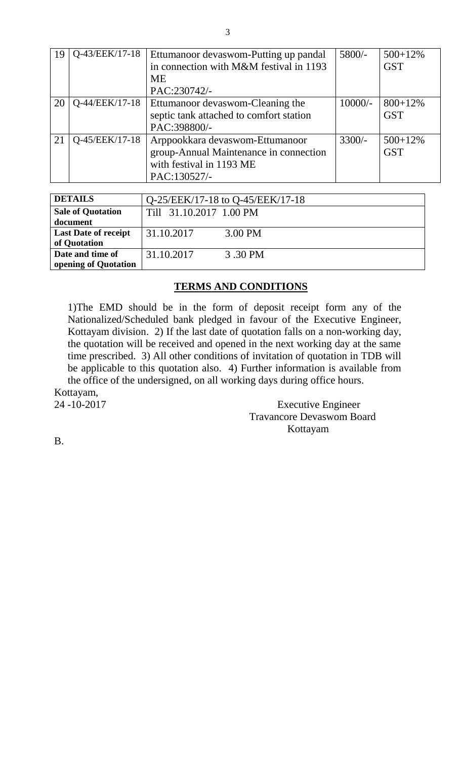| | | | | |
|---|---|---|---|---|
| 19 | Q-43/EEK/17-18 | Ettumanoor devaswom-Putting up pandal in connection with M&M festival in 1193 ME<br>PAC:230742/- | 5800/- | 500+12% GST |
| 20 | Q-44/EEK/17-18 | Ettumanoor devaswom-Cleaning the septic tank attached to comfort station<br>PAC:398800/- | 10000/- | 800+12% GST |
| 21 | Q-45/EEK/17-18 | Arppookkara devaswom-Ettumanoor group-Annual Maintenance in connection with festival in 1193 ME<br>PAC:130527/- | 3300/- | 500+12% GST |

| **DETAILS** | Q-25/EEK/17-18 to Q-45/EEK/17-18 | |
|---|---|---|
| **Sale of Quotation document** | Till 31.10.2017 1.00 PM | |
| **Last Date of receipt of Quotation** | 31.10.2017 | 3.00 PM |
| **Date and time of opening of Quotation** | 31.10.2017 | 3 .30 PM |

## TERMS AND CONDITIONS

1)The EMD should be in the form of deposit receipt form any of the Nationalized/Scheduled bank pledged in favour of the Executive Engineer, Kottayam division. 2) If the last date of quotation falls on a non-working day, the quotation will be received and opened in the next working day at the same time prescribed. 3) All other conditions of invitation of quotation in TDB will be applicable to this quotation also. 4) Further information is available from the office of the undersigned, on all working days during office hours.

Kottayam,
24 -10-2017

Executive Engineer
Travancore Devaswom Board
Kottayam

B.